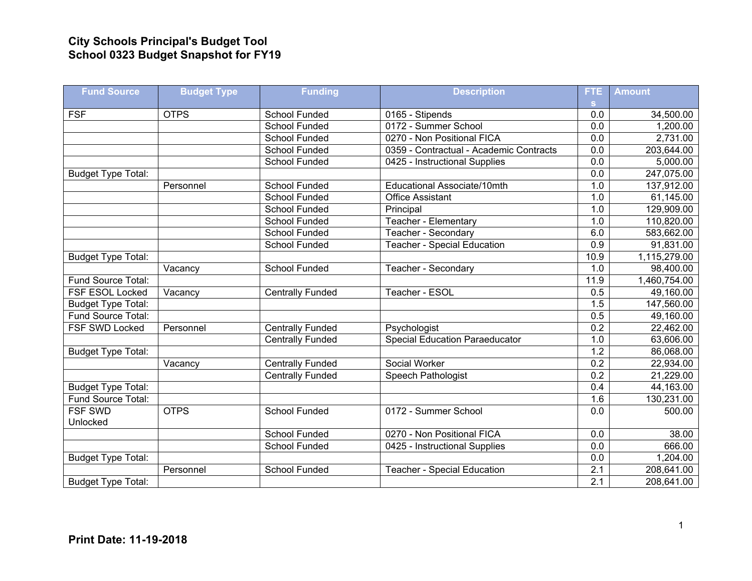# City Schools Principal's Budget Tool
# School 0323 Budget Snapshot for FY19

| Fund Source | Budget Type | Funding | Description | FTEs | Amount |
|---|---|---|---|---|---|
| FSF | OTPS | School Funded | 0165 - Stipends | 0.0 | 34,500.00 |
| | | School Funded | 0172 - Summer School | 0.0 | 1,200.00 |
| | | School Funded | 0270 - Non Positional FICA | 0.0 | 2,731.00 |
| | | School Funded | 0359 - Contractual - Academic Contracts | 0.0 | 203,644.00 |
| | | School Funded | 0425 - Instructional Supplies | 0.0 | 5,000.00 |
| Budget Type Total: | | | | 0.0 | 247,075.00 |
| | Personnel | School Funded | Educational Associate/10mth | 1.0 | 137,912.00 |
| | | School Funded | Office Assistant | 1.0 | 61,145.00 |
| | | School Funded | Principal | 1.0 | 129,909.00 |
| | | School Funded | Teacher - Elementary | 1.0 | 110,820.00 |
| | | School Funded | Teacher - Secondary | 6.0 | 583,662.00 |
| | | School Funded | Teacher - Special Education | 0.9 | 91,831.00 |
| Budget Type Total: | | | | 10.9 | 1,115,279.00 |
| | Vacancy | School Funded | Teacher - Secondary | 1.0 | 98,400.00 |
| Fund Source Total: | | | | 11.9 | 1,460,754.00 |
| FSF ESOL Locked | Vacancy | Centrally Funded | Teacher - ESOL | 0.5 | 49,160.00 |
| Budget Type Total: | | | | 1.5 | 147,560.00 |
| Fund Source Total: | | | | 0.5 | 49,160.00 |
| FSF SWD Locked | Personnel | Centrally Funded | Psychologist | 0.2 | 22,462.00 |
| | | Centrally Funded | Special Education Paraeducator | 1.0 | 63,606.00 |
| Budget Type Total: | | | | 1.2 | 86,068.00 |
| | Vacancy | Centrally Funded | Social Worker | 0.2 | 22,934.00 |
| | | Centrally Funded | Speech Pathologist | 0.2 | 21,229.00 |
| Budget Type Total: | | | | 0.4 | 44,163.00 |
| Fund Source Total: | | | | 1.6 | 130,231.00 |
| FSF SWD Unlocked | OTPS | School Funded | 0172 - Summer School | 0.0 | 500.00 |
| | | School Funded | 0270 - Non Positional FICA | 0.0 | 38.00 |
| | | School Funded | 0425 - Instructional Supplies | 0.0 | 666.00 |
| Budget Type Total: | | | | 0.0 | 1,204.00 |
| | Personnel | School Funded | Teacher - Special Education | 2.1 | 208,641.00 |
| Budget Type Total: | | | | 2.1 | 208,641.00 |

**Print Date: 11-19-2018**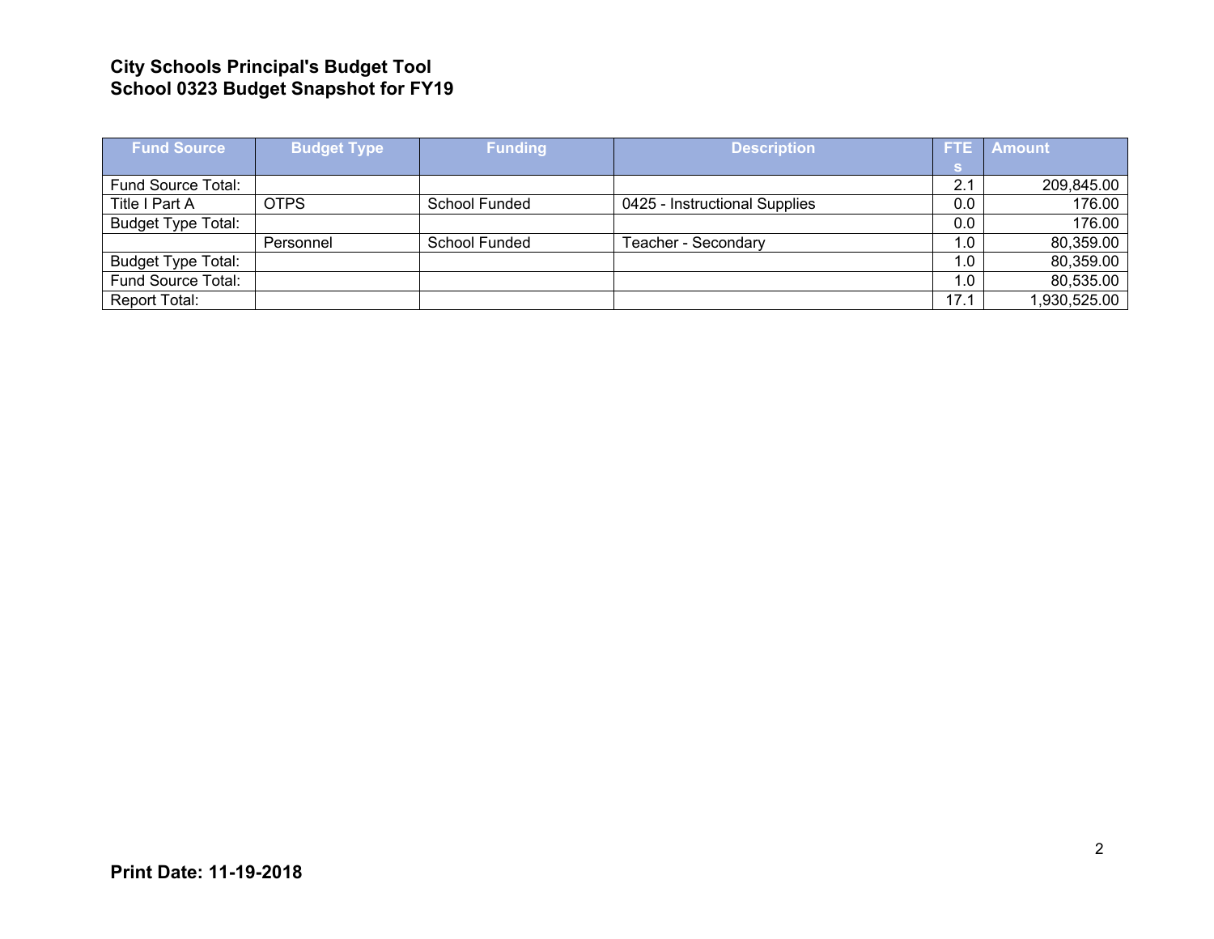# City Schools Principal's Budget Tool
## School 0323 Budget Snapshot for FY19

| Fund Source | Budget Type | Funding | Description | FTEs | Amount |
|---|---|---|---|---|---|
| Fund Source Total: | | | | 2.1 | 209,845.00 |
| Title I Part A | OTPS | School Funded | 0425 - Instructional Supplies | 0.0 | 176.00 |
| Budget Type Total: | | | | 0.0 | 176.00 |
| | Personnel | School Funded | Teacher - Secondary | 1.0 | 80,359.00 |
| Budget Type Total: | | | | 1.0 | 80,359.00 |
| Fund Source Total: | | | | 1.0 | 80,535.00 |
| Report Total: | | | | 17.1 | 1,930,525.00 |

**Print Date: 11-19-2018**